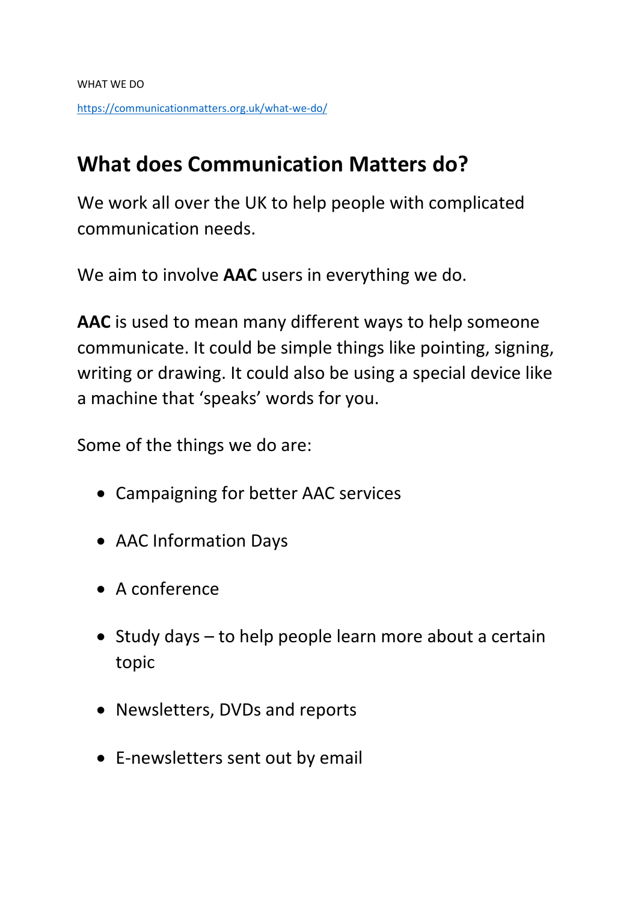WHAT WE DO

https://communicationmatters.org.uk/what-we-do/

## What does Communication Matters do?

We work all over the UK to help people with complicated communication needs.

We aim to involve **AAC** users in everything we do.

**AAC** is used to mean many different ways to help someone communicate. It could be simple things like pointing, signing, writing or drawing. It could also be using a special device like a machine that 'speaks' words for you.

Some of the things we do are:

- Campaigning for better AAC services
- AAC Information Days
- A conference
- Study days – to help people learn more about a certain topic
- Newsletters, DVDs and reports
- E-newsletters sent out by email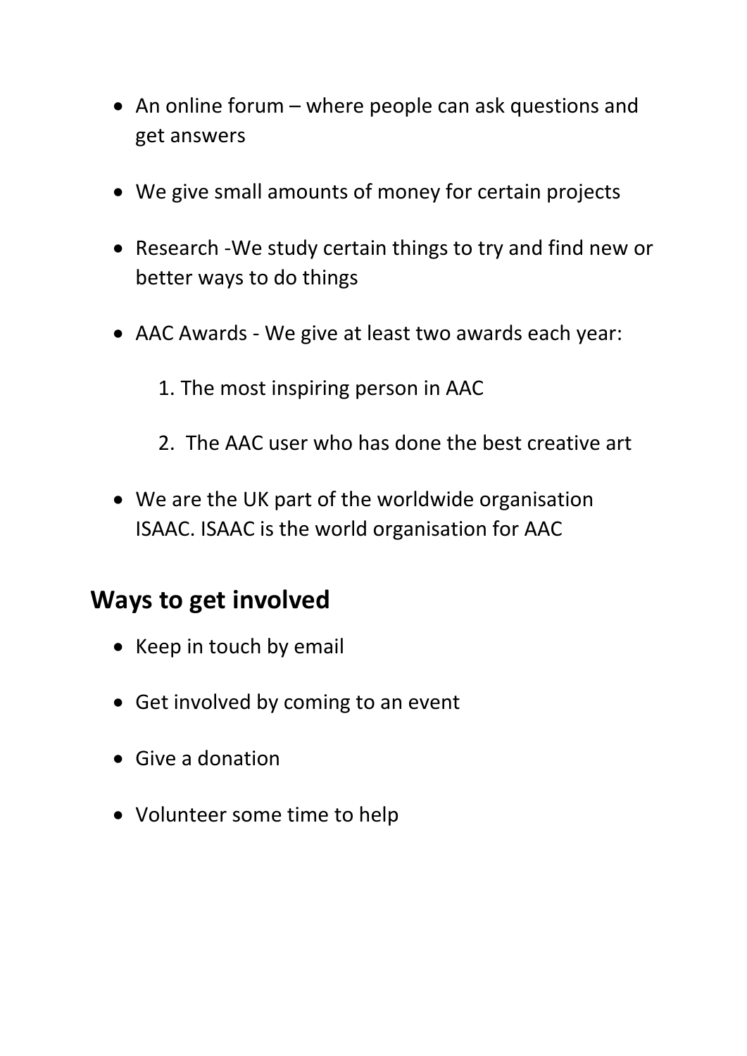- An online forum – where people can ask questions and get answers
- We give small amounts of money for certain projects
- Research -We study certain things to try and find new or better ways to do things
- AAC Awards - We give at least two awards each year:

    1. The most inspiring person in AAC
    2. The AAC user who has done the best creative art

- We are the UK part of the worldwide organisation ISAAC. ISAAC is the world organisation for AAC

## Ways to get involved

- Keep in touch by email
- Get involved by coming to an event
- Give a donation
- Volunteer some time to help